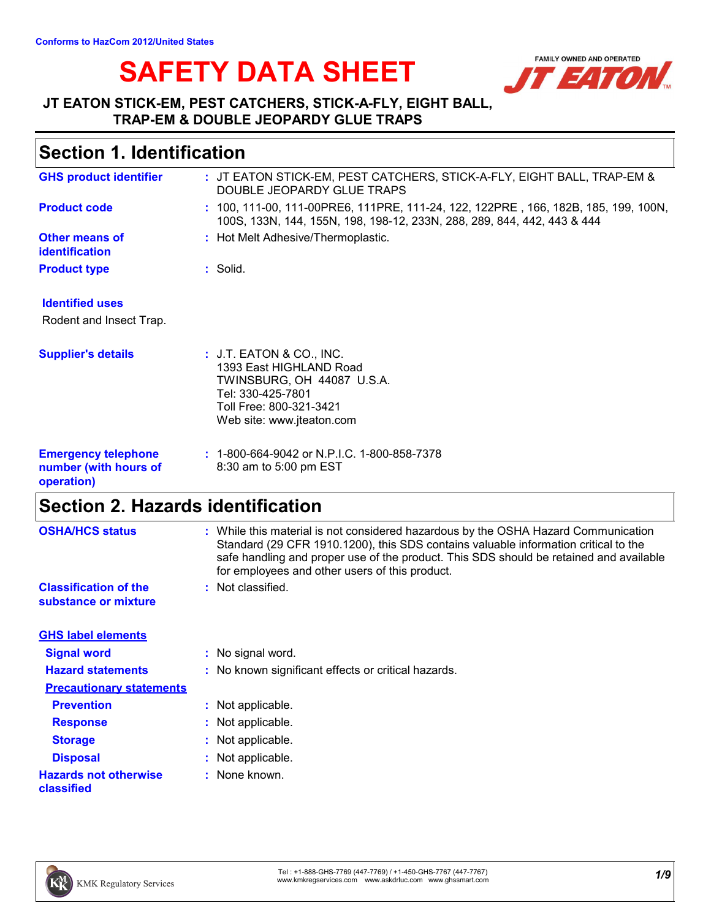Conforms to HazCom 2012/United States

# SAFETY DATA SHEET

FAMILY OWNED AND OPERATED JT EATON™

**JT EATON STICK-EM, PEST CATCHERS, STICK-A-FLY, EIGHT BALL, TRAP-EM & DOUBLE JEOPARDY GLUE TRAPS**

## Section 1. Identification

| | |
|---|---|
| **GHS product identifier** | : JT EATON STICK-EM, PEST CATCHERS, STICK-A-FLY, EIGHT BALL, TRAP-EM & DOUBLE JEOPARDY GLUE TRAPS |
| **Product code** | : 100, 111-00, 111-00PRE6, 111PRE, 111-24, 122, 122PRE , 166, 182B, 185, 199, 100N, 100S, 133N, 144, 155N, 198, 198-12, 233N, 288, 289, 844, 442, 443 & 444 |
| **Other means of identification** | : Hot Melt Adhesive/Thermoplastic. |
| **Product type** | : Solid. |

**Identified uses**

Rodent and Insect Trap.

| | |
|---|---|
| **Supplier's details** | : J.T. EATON & CO., INC.<br>1393 East HIGHLAND Road<br>TWINSBURG, OH 44087 U.S.A.<br>Tel: 330-425-7801<br>Toll Free: 800-321-3421<br>Web site: www.jteaton.com |
| **Emergency telephone number (with hours of operation)** | : 1-800-664-9042 or N.P.I.C. 1-800-858-7378<br>8:30 am to 5:00 pm EST |

## Section 2. Hazards identification

| | |
|---|---|
| **OSHA/HCS status** | : While this material is not considered hazardous by the OSHA Hazard Communication Standard (29 CFR 1910.1200), this SDS contains valuable information critical to the safe handling and proper use of the product. This SDS should be retained and available for employees and other users of this product. |
| **Classification of the substance or mixture** | : Not classified. |

**GHS label elements**

| | |
|---|---|
| **Signal word** | : No signal word. |
| **Hazard statements** | : No known significant effects or critical hazards. |

**Precautionary statements**

| | |
|---|---|
| **Prevention** | : Not applicable. |
| **Response** | : Not applicable. |
| **Storage** | : Not applicable. |
| **Disposal** | : Not applicable. |
| **Hazards not otherwise classified** | : None known. |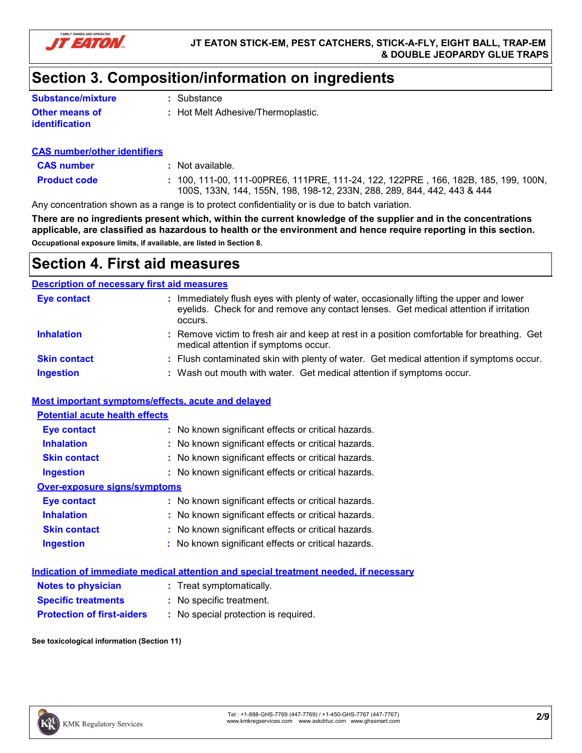## Section 3. Composition/information on ingredients

**Substance/mixture** : Substance

**Other means of identification** : Hot Melt Adhesive/Thermoplastic.

### CAS number/other identifiers

**CAS number** : Not available.

**Product code** : 100, 111-00, 111-00PRE6, 111PRE, 111-24, 122, 122PRE , 166, 182B, 185, 199, 100N, 100S, 133N, 144, 155N, 198, 198-12, 233N, 288, 289, 844, 442, 443 & 444

Any concentration shown as a range is to protect confidentiality or is due to batch variation.

**There are no ingredients present which, within the current knowledge of the supplier and in the concentrations applicable, are classified as hazardous to health or the environment and hence require reporting in this section.**

**Occupational exposure limits, if available, are listed in Section 8.**

## Section 4. First aid measures

### Description of necessary first aid measures

**Eye contact** : Immediately flush eyes with plenty of water, occasionally lifting the upper and lower eyelids. Check for and remove any contact lenses. Get medical attention if irritation occurs.

**Inhalation** : Remove victim to fresh air and keep at rest in a position comfortable for breathing. Get medical attention if symptoms occur.

**Skin contact** : Flush contaminated skin with plenty of water. Get medical attention if symptoms occur.

**Ingestion** : Wash out mouth with water. Get medical attention if symptoms occur.

### Most important symptoms/effects, acute and delayed

#### Potential acute health effects

**Eye contact** : No known significant effects or critical hazards.

**Inhalation** : No known significant effects or critical hazards.

**Skin contact** : No known significant effects or critical hazards.

**Ingestion** : No known significant effects or critical hazards.

#### Over-exposure signs/symptoms

**Eye contact** : No known significant effects or critical hazards.

**Inhalation** : No known significant effects or critical hazards.

**Skin contact** : No known significant effects or critical hazards.

**Ingestion** : No known significant effects or critical hazards.

### Indication of immediate medical attention and special treatment needed, if necessary

**Notes to physician** : Treat symptomatically.

**Specific treatments** : No specific treatment.

**Protection of first-aiders** : No special protection is required.

**See toxicological information (Section 11)**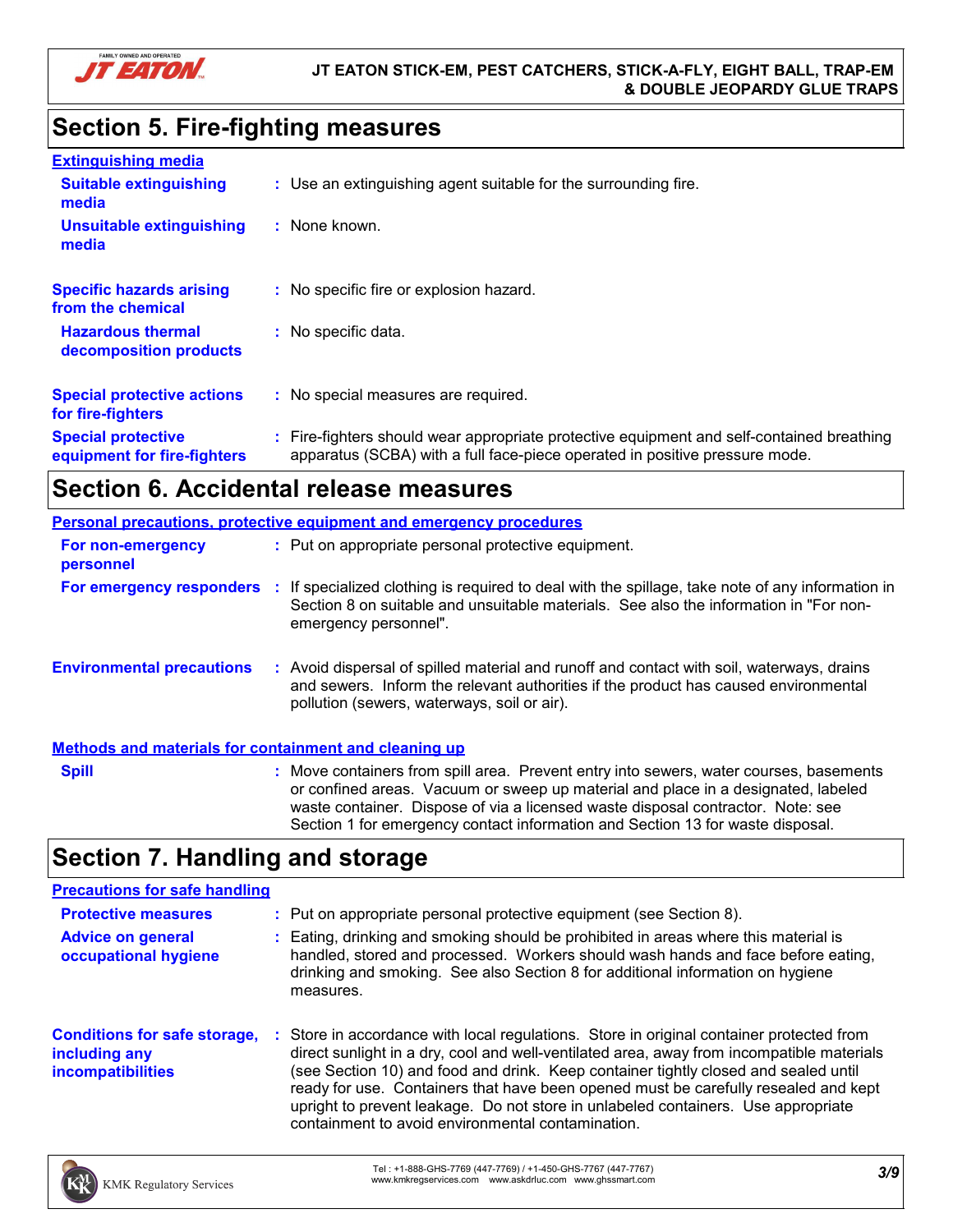## Section 5. Fire-fighting measures

**Extinguishing media**

| | |
|---|---|
| **Suitable extinguishing media** | Use an extinguishing agent suitable for the surrounding fire. |
| **Unsuitable extinguishing media** | None known. |
| **Specific hazards arising from the chemical** | No specific fire or explosion hazard. |
| **Hazardous thermal decomposition products** | No specific data. |
| **Special protective actions for fire-fighters** | No special measures are required. |
| **Special protective equipment for fire-fighters** | Fire-fighters should wear appropriate protective equipment and self-contained breathing apparatus (SCBA) with a full face-piece operated in positive pressure mode. |

## Section 6. Accidental release measures

**Personal precautions, protective equipment and emergency procedures**

| | |
|---|---|
| **For non-emergency personnel** | Put on appropriate personal protective equipment. |
| **For emergency responders** | If specialized clothing is required to deal with the spillage, take note of any information in Section 8 on suitable and unsuitable materials. See also the information in "For non-emergency personnel". |
| **Environmental precautions** | Avoid dispersal of spilled material and runoff and contact with soil, waterways, drains and sewers. Inform the relevant authorities if the product has caused environmental pollution (sewers, waterways, soil or air). |

**Methods and materials for containment and cleaning up**

| | |
|---|---|
| **Spill** | Move containers from spill area. Prevent entry into sewers, water courses, basements or confined areas. Vacuum or sweep up material and place in a designated, labeled waste container. Dispose of via a licensed waste disposal contractor. Note: see Section 1 for emergency contact information and Section 13 for waste disposal. |

## Section 7. Handling and storage

**Precautions for safe handling**

| | |
|---|---|
| **Protective measures** | Put on appropriate personal protective equipment (see Section 8). |
| **Advice on general occupational hygiene** | Eating, drinking and smoking should be prohibited in areas where this material is handled, stored and processed. Workers should wash hands and face before eating, drinking and smoking. See also Section 8 for additional information on hygiene measures. |
| **Conditions for safe storage, including any incompatibilities** | Store in accordance with local regulations. Store in original container protected from direct sunlight in a dry, cool and well-ventilated area, away from incompatible materials (see Section 10) and food and drink. Keep container tightly closed and sealed until ready for use. Containers that have been opened must be carefully resealed and kept upright to prevent leakage. Do not store in unlabeled containers. Use appropriate containment to avoid environmental contamination. |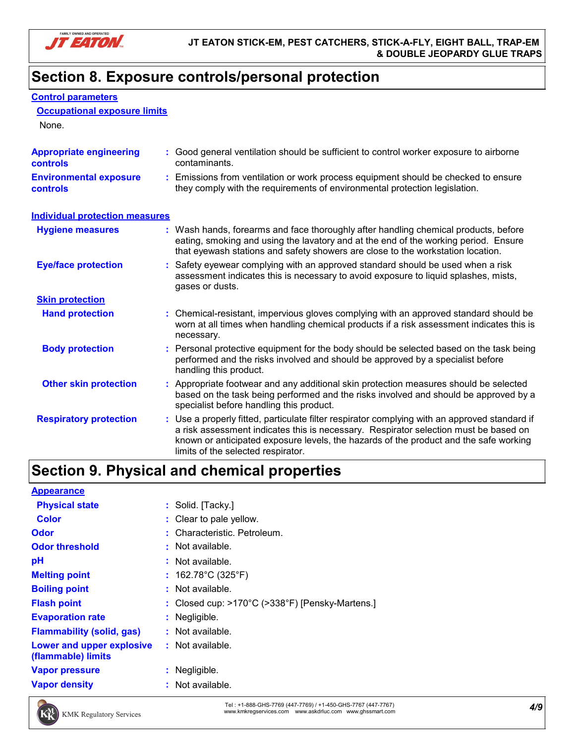## Section 8. Exposure controls/personal protection

### Control parameters

#### Occupational exposure limits

None.

**Appropriate engineering controls** : Good general ventilation should be sufficient to control worker exposure to airborne contaminants.

**Environmental exposure controls** : Emissions from ventilation or work process equipment should be checked to ensure they comply with the requirements of environmental protection legislation.

### Individual protection measures

**Hygiene measures** : Wash hands, forearms and face thoroughly after handling chemical products, before eating, smoking and using the lavatory and at the end of the working period. Ensure that eyewash stations and safety showers are close to the workstation location.

**Eye/face protection** : Safety eyewear complying with an approved standard should be used when a risk assessment indicates this is necessary to avoid exposure to liquid splashes, mists, gases or dusts.

#### Skin protection

**Hand protection** : Chemical-resistant, impervious gloves complying with an approved standard should be worn at all times when handling chemical products if a risk assessment indicates this is necessary.

**Body protection** : Personal protective equipment for the body should be selected based on the task being performed and the risks involved and should be approved by a specialist before handling this product.

**Other skin protection** : Appropriate footwear and any additional skin protection measures should be selected based on the task being performed and the risks involved and should be approved by a specialist before handling this product.

**Respiratory protection** : Use a properly fitted, particulate filter respirator complying with an approved standard if a risk assessment indicates this is necessary. Respirator selection must be based on known or anticipated exposure levels, the hazards of the product and the safe working limits of the selected respirator.

## Section 9. Physical and chemical properties

### Appearance

**Physical state** : Solid. [Tacky.]

**Color** : Clear to pale yellow.

**Odor** : Characteristic. Petroleum.

**Odor threshold** : Not available.

**pH** : Not available.

**Melting point** : 162.78°C (325°F)

**Boiling point** : Not available.

**Flash point** : Closed cup: >170°C (>338°F) [Pensky-Martens.]

**Evaporation rate** : Negligible.

**Flammability (solid, gas)** : Not available.

**Lower and upper explosive (flammable) limits** : Not available.

**Vapor pressure** : Negligible.

**Vapor density** : Not available.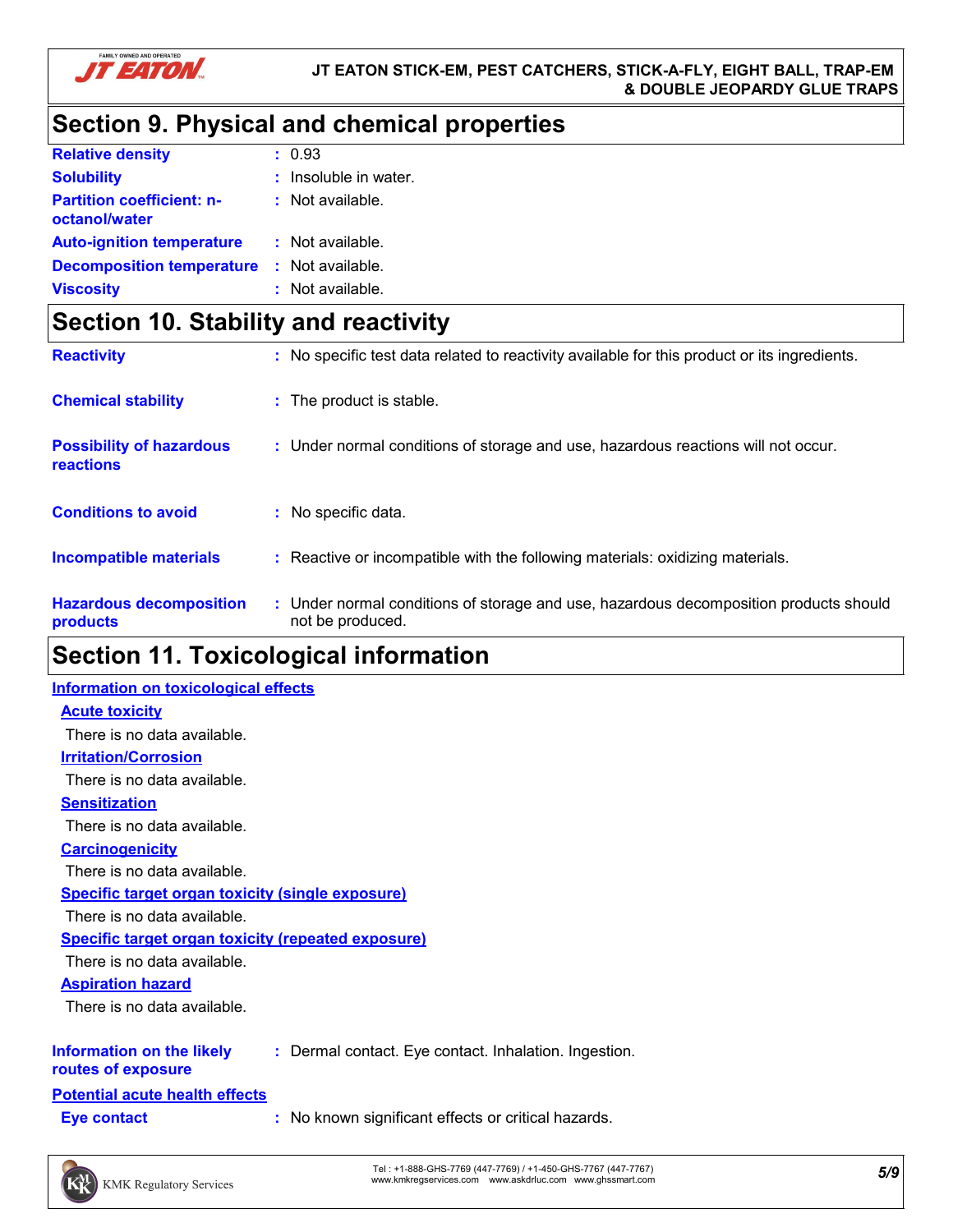## Section 9. Physical and chemical properties

| | |
|---|---|
| **Relative density** | : 0.93 |
| **Solubility** | : Insoluble in water. |
| **Partition coefficient: n-octanol/water** | : Not available. |
| **Auto-ignition temperature** | : Not available. |
| **Decomposition temperature** | : Not available. |
| **Viscosity** | : Not available. |

## Section 10. Stability and reactivity

| | |
|---|---|
| **Reactivity** | : No specific test data related to reactivity available for this product or its ingredients. |
| **Chemical stability** | : The product is stable. |
| **Possibility of hazardous reactions** | : Under normal conditions of storage and use, hazardous reactions will not occur. |
| **Conditions to avoid** | : No specific data. |
| **Incompatible materials** | : Reactive or incompatible with the following materials: oxidizing materials. |
| **Hazardous decomposition products** | : Under normal conditions of storage and use, hazardous decomposition products should not be produced. |

## Section 11. Toxicological information

**Information on toxicological effects**

**Acute toxicity**

There is no data available.

**Irritation/Corrosion**

There is no data available.

**Sensitization**

There is no data available.

**Carcinogenicity**

There is no data available.

**Specific target organ toxicity (single exposure)**

There is no data available.

**Specific target organ toxicity (repeated exposure)**

There is no data available.

**Aspiration hazard**

There is no data available.

| | |
|---|---|
| **Information on the likely routes of exposure** | : Dermal contact. Eye contact. Inhalation. Ingestion. |

**Potential acute health effects**

| | |
|---|---|
| **Eye contact** | : No known significant effects or critical hazards. |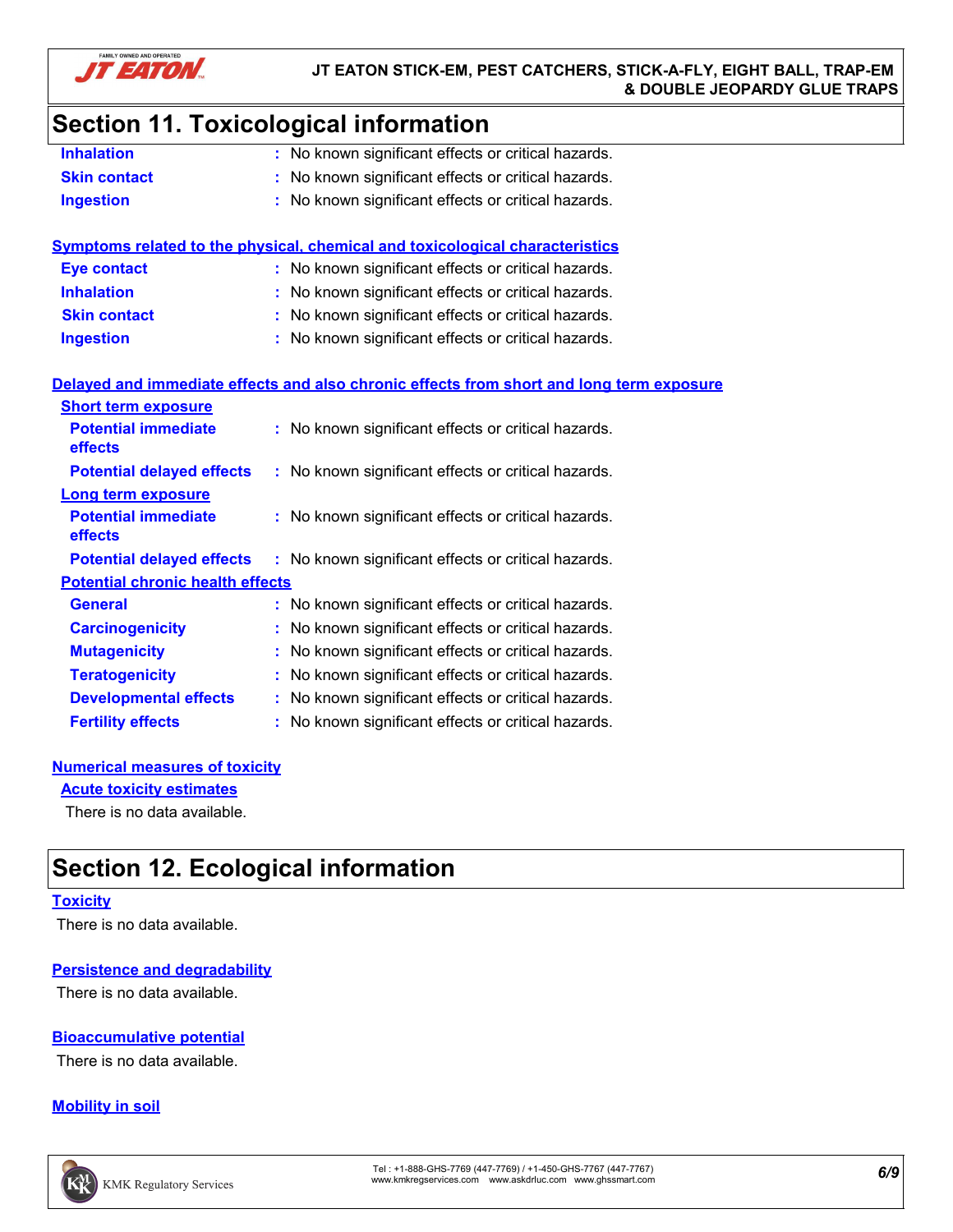# Section 11. Toxicological information

| | | |
|---|---|---|
| **Inhalation** | : | No known significant effects or critical hazards. |
| **Skin contact** | : | No known significant effects or critical hazards. |
| **Ingestion** | : | No known significant effects or critical hazards. |

**Symptoms related to the physical, chemical and toxicological characteristics**

| | | |
|---|---|---|
| **Eye contact** | : | No known significant effects or critical hazards. |
| **Inhalation** | : | No known significant effects or critical hazards. |
| **Skin contact** | : | No known significant effects or critical hazards. |
| **Ingestion** | : | No known significant effects or critical hazards. |

**Delayed and immediate effects and also chronic effects from short and long term exposure**

**Short term exposure**

| | | |
|---|---|---|
| **Potential immediate effects** | : | No known significant effects or critical hazards. |
| **Potential delayed effects** | : | No known significant effects or critical hazards. |

**Long term exposure**

| | | |
|---|---|---|
| **Potential immediate effects** | : | No known significant effects or critical hazards. |
| **Potential delayed effects** | : | No known significant effects or critical hazards. |

**Potential chronic health effects**

| | | |
|---|---|---|
| **General** | : | No known significant effects or critical hazards. |
| **Carcinogenicity** | : | No known significant effects or critical hazards. |
| **Mutagenicity** | : | No known significant effects or critical hazards. |
| **Teratogenicity** | : | No known significant effects or critical hazards. |
| **Developmental effects** | : | No known significant effects or critical hazards. |
| **Fertility effects** | : | No known significant effects or critical hazards. |

**Numerical measures of toxicity**

**Acute toxicity estimates**

There is no data available.

# Section 12. Ecological information

**Toxicity**

There is no data available.

**Persistence and degradability**

There is no data available.

**Bioaccumulative potential**

There is no data available.

**Mobility in soil**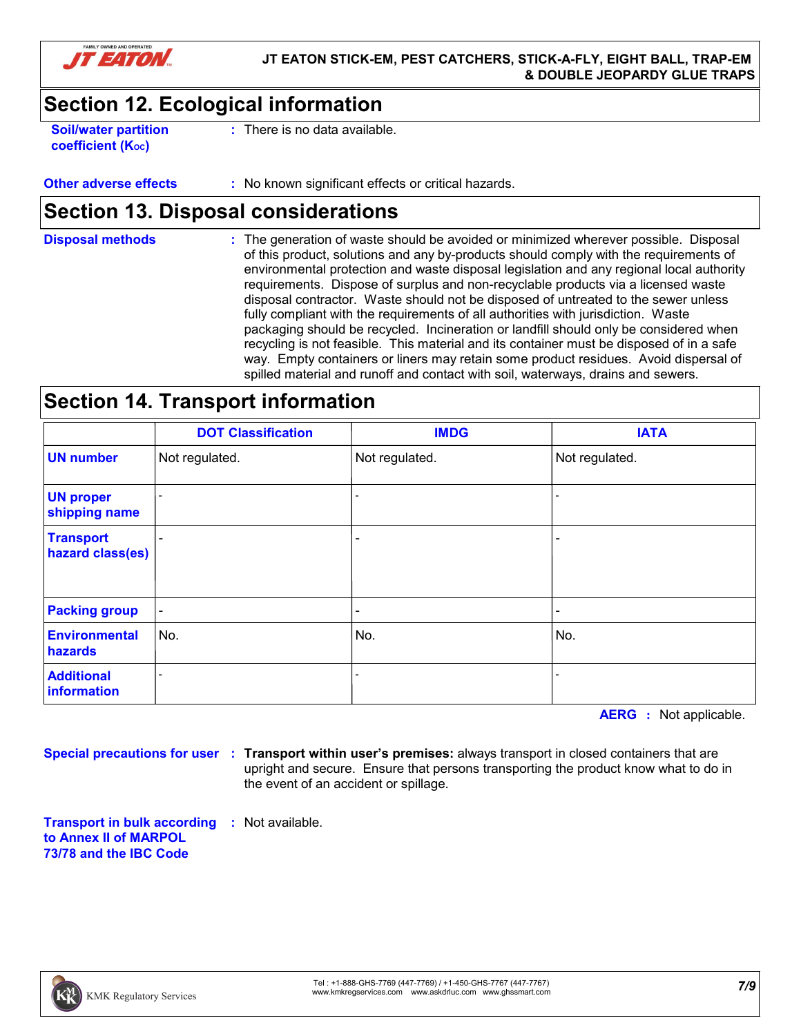## Section 12. Ecological information

**Soil/water partition coefficient ($K_{OC}$)** : There is no data available.

**Other adverse effects** : No known significant effects or critical hazards.

## Section 13. Disposal considerations

**Disposal methods** : The generation of waste should be avoided or minimized wherever possible. Disposal of this product, solutions and any by-products should comply with the requirements of environmental protection and waste disposal legislation and any regional local authority requirements. Dispose of surplus and non-recyclable products via a licensed waste disposal contractor. Waste should not be disposed of untreated to the sewer unless fully compliant with the requirements of all authorities with jurisdiction. Waste packaging should be recycled. Incineration or landfill should only be considered when recycling is not feasible. This material and its container must be disposed of in a safe way. Empty containers or liners may retain some product residues. Avoid dispersal of spilled material and runoff and contact with soil, waterways, drains and sewers.

## Section 14. Transport information

| | DOT Classification | IMDG | IATA |
|---|---|---|---|
| UN number | Not regulated. | Not regulated. | Not regulated. |
| UN proper shipping name | - | - | - |
| Transport hazard class(es) | - | - | - |
| Packing group | - | - | - |
| Environmental hazards | No. | No. | No. |
| Additional information | - | - | - |

**AERG** : Not applicable.

**Special precautions for user** : **Transport within user's premises:** always transport in closed containers that are upright and secure. Ensure that persons transporting the product know what to do in the event of an accident or spillage.

**Transport in bulk according to Annex II of MARPOL 73/78 and the IBC Code** : Not available.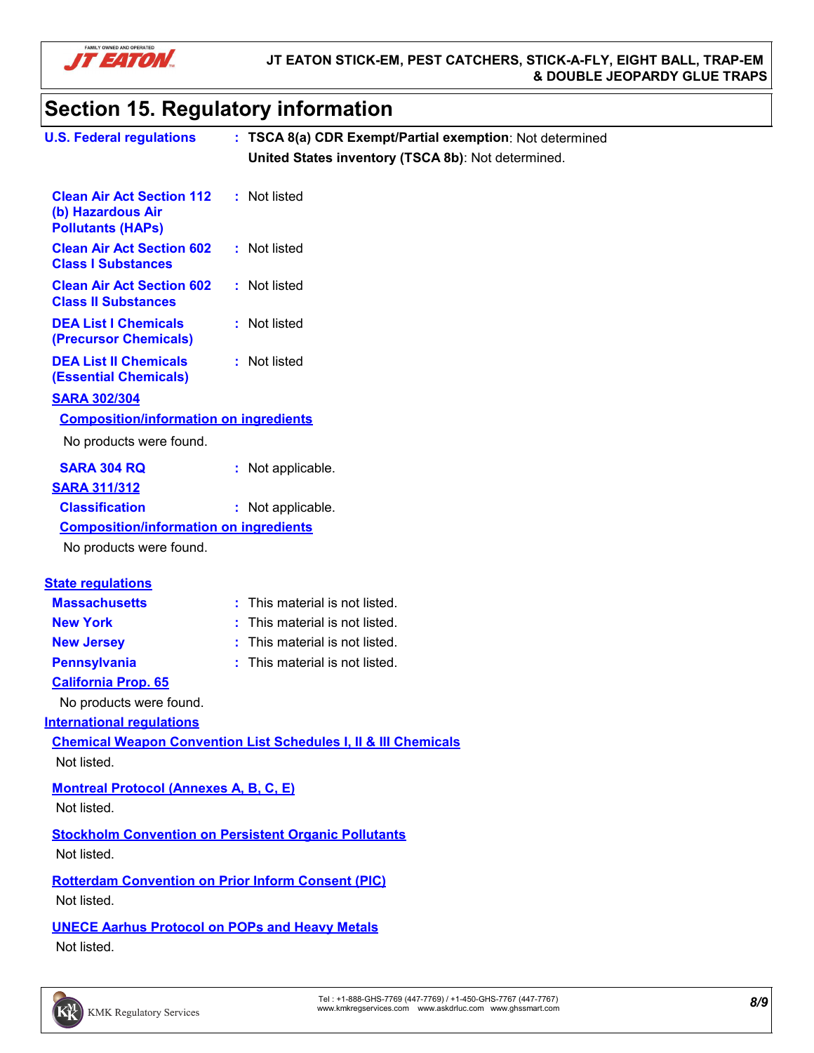## Section 15. Regulatory information

**U.S. Federal regulations** : **TSCA 8(a) CDR Exempt/Partial exemption**: Not determined

**United States inventory (TSCA 8b)**: Not determined.

**Clean Air Act Section 112 (b) Hazardous Air Pollutants (HAPs)** : Not listed

**Clean Air Act Section 602 Class I Substances** : Not listed

**Clean Air Act Section 602 Class II Substances** : Not listed

**DEA List I Chemicals (Precursor Chemicals)** : Not listed

**DEA List II Chemicals (Essential Chemicals)** : Not listed

**SARA 302/304**

**Composition/information on ingredients**

No products were found.

**SARA 304 RQ** : Not applicable.

**SARA 311/312**

**Classification** : Not applicable.

**Composition/information on ingredients**

No products were found.

**State regulations**

**Massachusetts** : This material is not listed.

**New York** : This material is not listed.

**New Jersey** : This material is not listed.

**Pennsylvania** : This material is not listed.

**California Prop. 65**

No products were found.

**International regulations**

**Chemical Weapon Convention List Schedules I, II & III Chemicals**

Not listed.

**Montreal Protocol (Annexes A, B, C, E)**

Not listed.

**Stockholm Convention on Persistent Organic Pollutants**

Not listed.

**Rotterdam Convention on Prior Inform Consent (PIC)**

Not listed.

**UNECE Aarhus Protocol on POPs and Heavy Metals**

Not listed.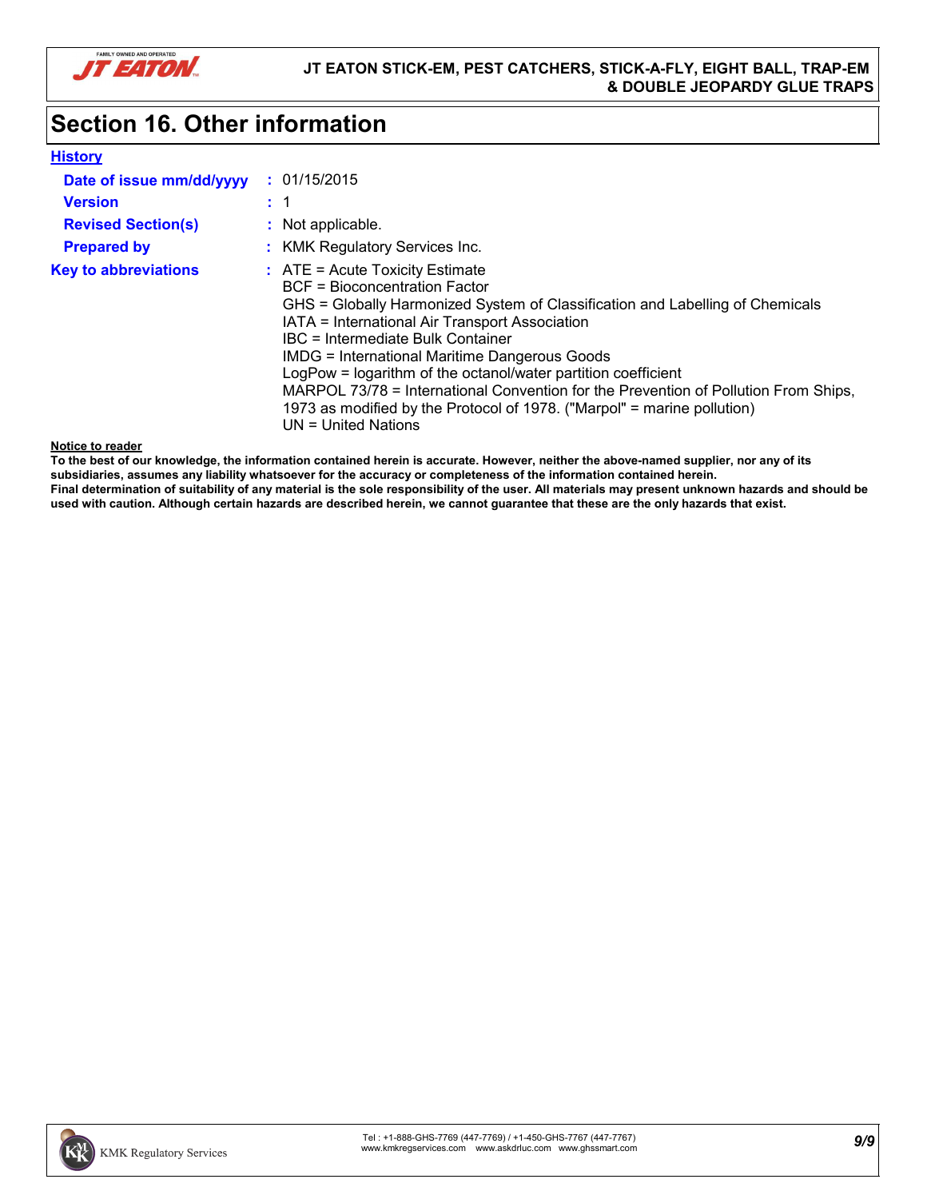# Section 16. Other information

## History

| | |
|---|---|
| **Date of issue mm/dd/yyyy** | : 01/15/2015 |
| **Version** | : 1 |
| **Revised Section(s)** | : Not applicable. |
| **Prepared by** | : KMK Regulatory Services Inc. |

**Key to abbreviations** : ATE = Acute Toxicity Estimate
BCF = Bioconcentration Factor
GHS = Globally Harmonized System of Classification and Labelling of Chemicals
IATA = International Air Transport Association
IBC = Intermediate Bulk Container
IMDG = International Maritime Dangerous Goods
LogPow = logarithm of the octanol/water partition coefficient
MARPOL 73/78 = International Convention for the Prevention of Pollution From Ships, 1973 as modified by the Protocol of 1978. ("Marpol" = marine pollution)
UN = United Nations

**Notice to reader**

**To the best of our knowledge, the information contained herein is accurate. However, neither the above-named supplier, nor any of its subsidiaries, assumes any liability whatsoever for the accuracy or completeness of the information contained herein.**
**Final determination of suitability of any material is the sole responsibility of the user. All materials may present unknown hazards and should be used with caution. Although certain hazards are described herein, we cannot guarantee that these are the only hazards that exist.**